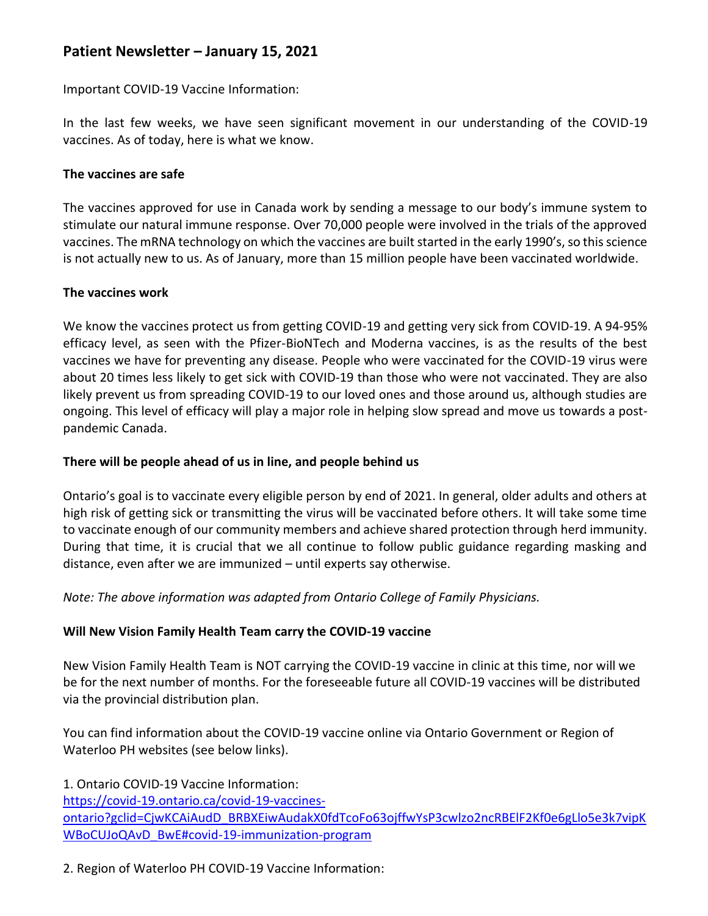# Patient Newsletter – January 15, 2021

Important COVID-19 Vaccine Information:

In the last few weeks, we have seen significant movement in our understanding of the COVID-19 vaccines. As of today, here is what we know.

**The vaccines are safe**

The vaccines approved for use in Canada work by sending a message to our body's immune system to stimulate our natural immune response. Over 70,000 people were involved in the trials of the approved vaccines. The mRNA technology on which the vaccines are built started in the early 1990's, so this science is not actually new to us. As of January, more than 15 million people have been vaccinated worldwide.

**The vaccines work**

We know the vaccines protect us from getting COVID-19 and getting very sick from COVID-19. A 94-95% efficacy level, as seen with the Pfizer-BioNTech and Moderna vaccines, is as the results of the best vaccines we have for preventing any disease. People who were vaccinated for the COVID-19 virus were about 20 times less likely to get sick with COVID-19 than those who were not vaccinated. They are also likely prevent us from spreading COVID-19 to our loved ones and those around us, although studies are ongoing. This level of efficacy will play a major role in helping slow spread and move us towards a post-pandemic Canada.

**There will be people ahead of us in line, and people behind us**

Ontario's goal is to vaccinate every eligible person by end of 2021. In general, older adults and others at high risk of getting sick or transmitting the virus will be vaccinated before others. It will take some time to vaccinate enough of our community members and achieve shared protection through herd immunity. During that time, it is crucial that we all continue to follow public guidance regarding masking and distance, even after we are immunized – until experts say otherwise.

*Note: The above information was adapted from Ontario College of Family Physicians.*

**Will New Vision Family Health Team carry the COVID-19 vaccine**

New Vision Family Health Team is NOT carrying the COVID-19 vaccine in clinic at this time, nor will we be for the next number of months. For the foreseeable future all COVID-19 vaccines will be distributed via the provincial distribution plan.

You can find information about the COVID-19 vaccine online via Ontario Government or Region of Waterloo PH websites (see below links).

1. Ontario COVID-19 Vaccine Information:
https://covid-19.ontario.ca/covid-19-vaccines-ontario?gclid=CjwKCAiAudD_BRBXEiwAudakX0fdTcoFo63ojffwYsP3cwlzo2ncRBElF2Kf0e6gLlo5e3k7vipKWBoCUJoQAvD_BwE#covid-19-immunization-program

2. Region of Waterloo PH COVID-19 Vaccine Information: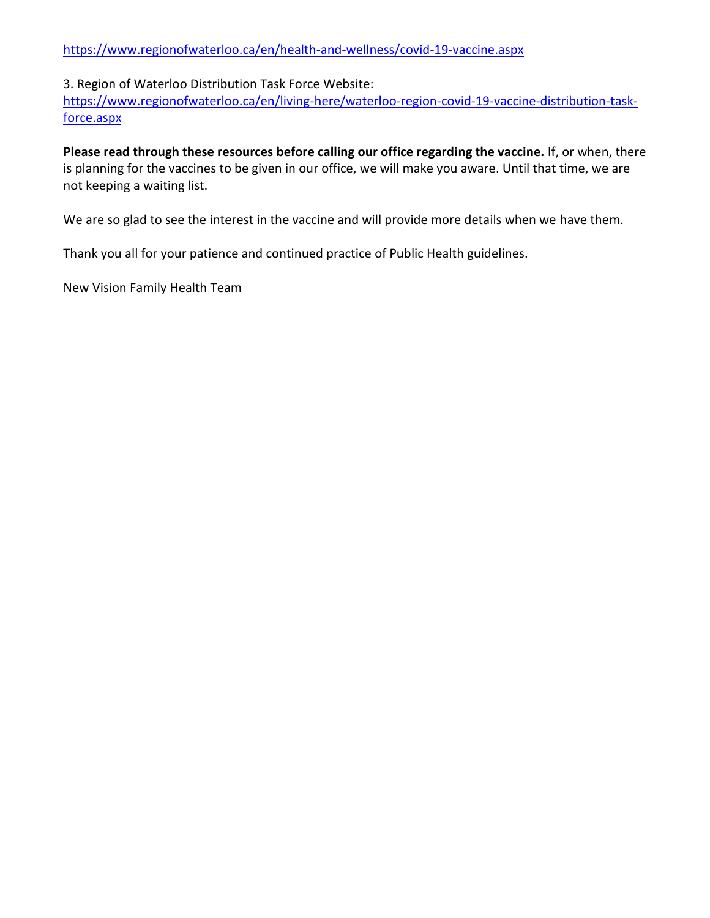https://www.regionofwaterloo.ca/en/health-and-wellness/covid-19-vaccine.aspx

3. Region of Waterloo Distribution Task Force Website:
https://www.regionofwaterloo.ca/en/living-here/waterloo-region-covid-19-vaccine-distribution-task-force.aspx

**Please read through these resources before calling our office regarding the vaccine.** If, or when, there is planning for the vaccines to be given in our office, we will make you aware. Until that time, we are not keeping a waiting list.

We are so glad to see the interest in the vaccine and will provide more details when we have them.

Thank you all for your patience and continued practice of Public Health guidelines.

New Vision Family Health Team